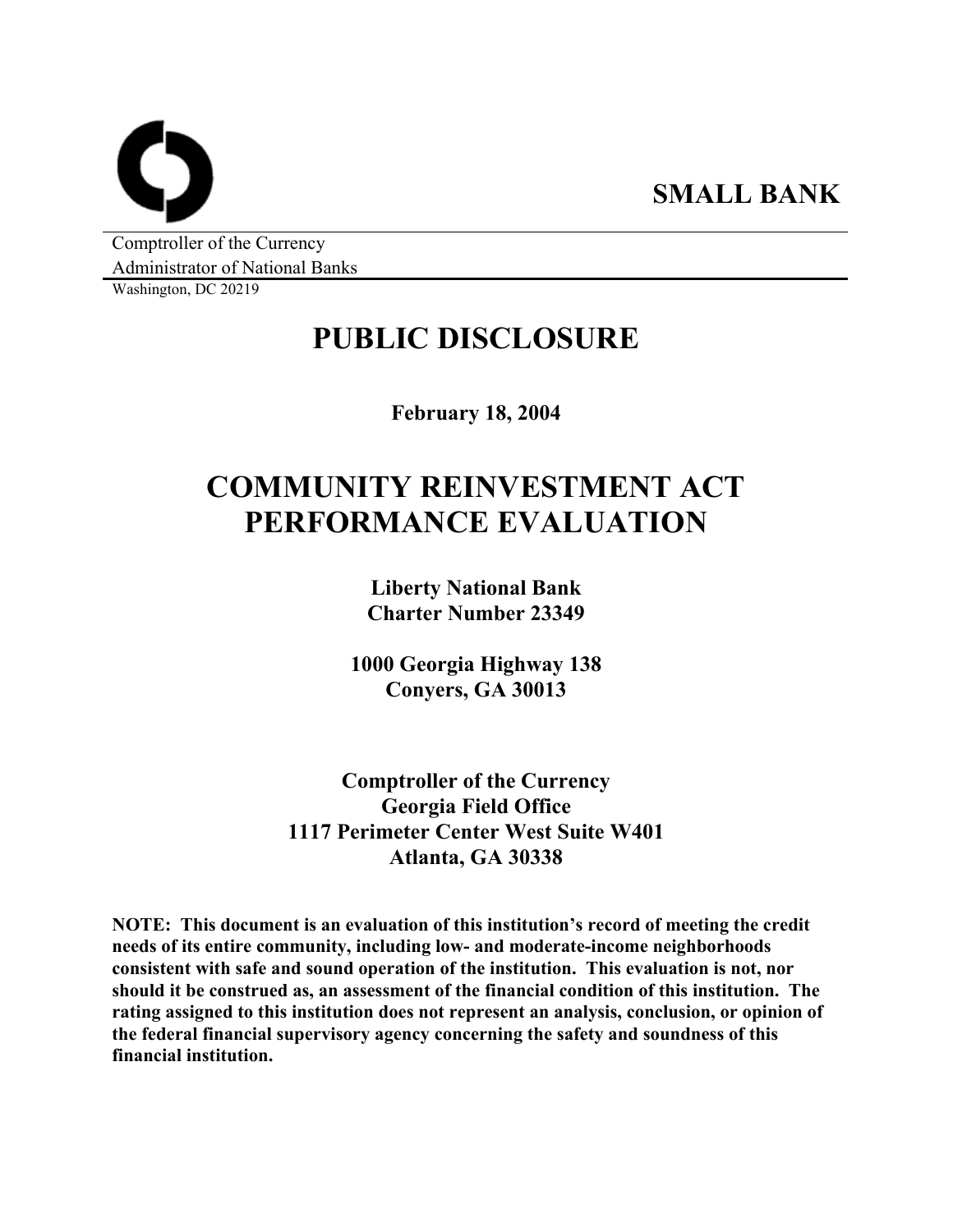**SMALL BANK**

Comptroller of the Currency
Administrator of National Banks
Washington, DC 20219

# PUBLIC DISCLOSURE

**February 18, 2004**

# COMMUNITY REINVESTMENT ACT PERFORMANCE EVALUATION

**Liberty National Bank**
**Charter Number 23349**

**1000 Georgia Highway 138**
**Conyers, GA 30013**

**Comptroller of the Currency**
**Georgia Field Office**
**1117 Perimeter Center West Suite W401**
**Atlanta, GA 30338**

**NOTE: This document is an evaluation of this institution's record of meeting the credit needs of its entire community, including low- and moderate-income neighborhoods consistent with safe and sound operation of the institution. This evaluation is not, nor should it be construed as, an assessment of the financial condition of this institution. The rating assigned to this institution does not represent an analysis, conclusion, or opinion of the federal financial supervisory agency concerning the safety and soundness of this financial institution.**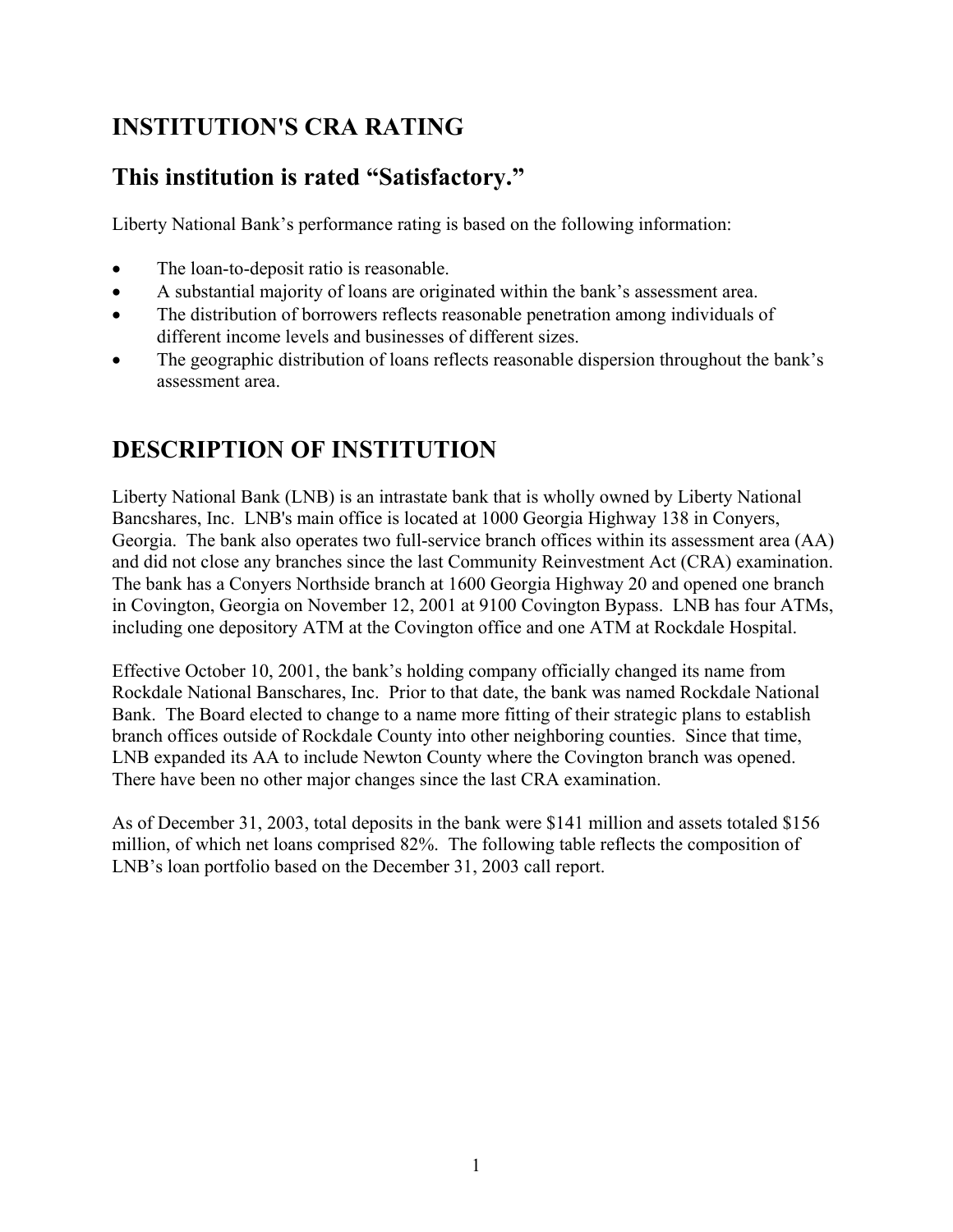# INSTITUTION'S CRA RATING

## This institution is rated "Satisfactory."

Liberty National Bank's performance rating is based on the following information:

- The loan-to-deposit ratio is reasonable.
- A substantial majority of loans are originated within the bank's assessment area.
- The distribution of borrowers reflects reasonable penetration among individuals of different income levels and businesses of different sizes.
- The geographic distribution of loans reflects reasonable dispersion throughout the bank's assessment area.

# DESCRIPTION OF INSTITUTION

Liberty National Bank (LNB) is an intrastate bank that is wholly owned by Liberty National Bancshares, Inc. LNB's main office is located at 1000 Georgia Highway 138 in Conyers, Georgia. The bank also operates two full-service branch offices within its assessment area (AA) and did not close any branches since the last Community Reinvestment Act (CRA) examination. The bank has a Conyers Northside branch at 1600 Georgia Highway 20 and opened one branch in Covington, Georgia on November 12, 2001 at 9100 Covington Bypass. LNB has four ATMs, including one depository ATM at the Covington office and one ATM at Rockdale Hospital.

Effective October 10, 2001, the bank's holding company officially changed its name from Rockdale National Banschares, Inc. Prior to that date, the bank was named Rockdale National Bank. The Board elected to change to a name more fitting of their strategic plans to establish branch offices outside of Rockdale County into other neighboring counties. Since that time, LNB expanded its AA to include Newton County where the Covington branch was opened. There have been no other major changes since the last CRA examination.

As of December 31, 2003, total deposits in the bank were $141 million and assets totaled $156 million, of which net loans comprised 82%. The following table reflects the composition of LNB's loan portfolio based on the December 31, 2003 call report.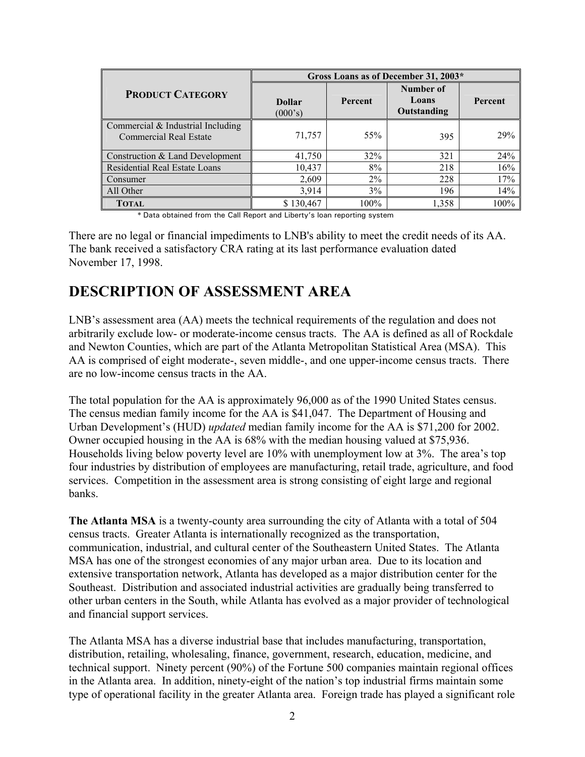| **PRODUCT CATEGORY** | Gross Loans as of December 31, 2003* | | | |
|---|---|---|---|---|
| | **Dollar** (000's) | **Percent** | **Number of Loans Outstanding** | **Percent** |
| Commercial & Industrial Including Commercial Real Estate | 71,757 | 55% | 395 | 29% |
| Construction & Land Development | 41,750 | 32% | 321 | 24% |
| Residential Real Estate Loans | 10,437 | 8% | 218 | 16% |
| Consumer | 2,609 | 2% | 228 | 17% |
| All Other | 3,914 | 3% | 196 | 14% |
| **TOTAL** | $ 130,467 | 100% | 1,358 | 100% |

\* Data obtained from the Call Report and Liberty's loan reporting system

There are no legal or financial impediments to LNB's ability to meet the credit needs of its AA. The bank received a satisfactory CRA rating at its last performance evaluation dated November 17, 1998.

# DESCRIPTION OF ASSESSMENT AREA

LNB's assessment area (AA) meets the technical requirements of the regulation and does not arbitrarily exclude low- or moderate-income census tracts. The AA is defined as all of Rockdale and Newton Counties, which are part of the Atlanta Metropolitan Statistical Area (MSA). This AA is comprised of eight moderate-, seven middle-, and one upper-income census tracts. There are no low-income census tracts in the AA.

The total population for the AA is approximately 96,000 as of the 1990 United States census. The census median family income for the AA is $41,047. The Department of Housing and Urban Development's (HUD) *updated* median family income for the AA is $71,200 for 2002. Owner occupied housing in the AA is 68% with the median housing valued at $75,936. Households living below poverty level are 10% with unemployment low at 3%. The area's top four industries by distribution of employees are manufacturing, retail trade, agriculture, and food services. Competition in the assessment area is strong consisting of eight large and regional banks.

**The Atlanta MSA** is a twenty-county area surrounding the city of Atlanta with a total of 504 census tracts. Greater Atlanta is internationally recognized as the transportation, communication, industrial, and cultural center of the Southeastern United States. The Atlanta MSA has one of the strongest economies of any major urban area. Due to its location and extensive transportation network, Atlanta has developed as a major distribution center for the Southeast. Distribution and associated industrial activities are gradually being transferred to other urban centers in the South, while Atlanta has evolved as a major provider of technological and financial support services.

The Atlanta MSA has a diverse industrial base that includes manufacturing, transportation, distribution, retailing, wholesaling, finance, government, research, education, medicine, and technical support. Ninety percent (90%) of the Fortune 500 companies maintain regional offices in the Atlanta area. In addition, ninety-eight of the nation's top industrial firms maintain some type of operational facility in the greater Atlanta area. Foreign trade has played a significant role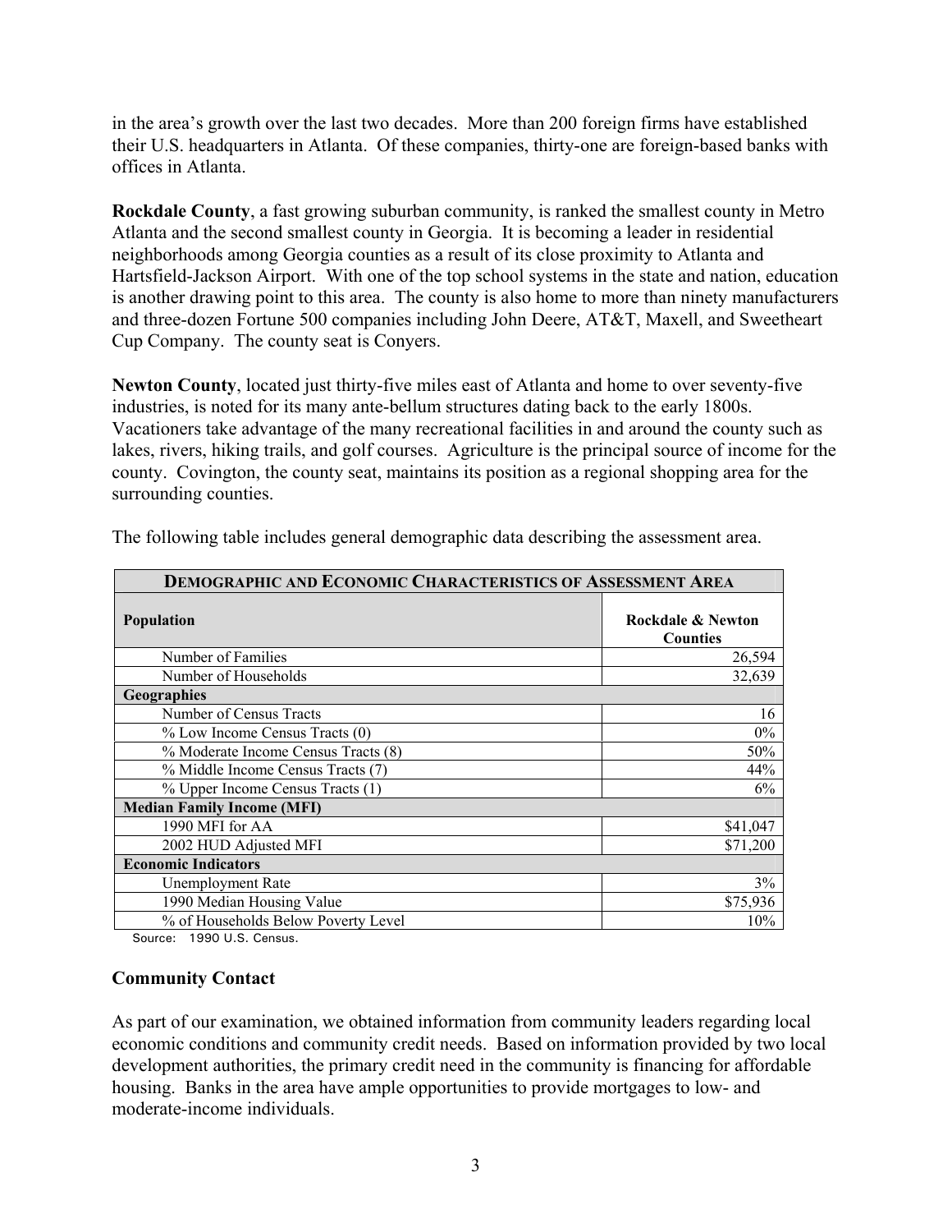in the area's growth over the last two decades. More than 200 foreign firms have established their U.S. headquarters in Atlanta. Of these companies, thirty-one are foreign-based banks with offices in Atlanta.

**Rockdale County**, a fast growing suburban community, is ranked the smallest county in Metro Atlanta and the second smallest county in Georgia. It is becoming a leader in residential neighborhoods among Georgia counties as a result of its close proximity to Atlanta and Hartsfield-Jackson Airport. With one of the top school systems in the state and nation, education is another drawing point to this area. The county is also home to more than ninety manufacturers and three-dozen Fortune 500 companies including John Deere, AT&T, Maxell, and Sweetheart Cup Company. The county seat is Conyers.

**Newton County**, located just thirty-five miles east of Atlanta and home to over seventy-five industries, is noted for its many ante-bellum structures dating back to the early 1800s. Vacationers take advantage of the many recreational facilities in and around the county such as lakes, rivers, hiking trails, and golf courses. Agriculture is the principal source of income for the county. Covington, the county seat, maintains its position as a regional shopping area for the surrounding counties.

The following table includes general demographic data describing the assessment area.

| DEMOGRAPHIC AND ECONOMIC CHARACTERISTICS OF ASSESSMENT AREA | |
|---|---|
| **Population** | **Rockdale & Newton Counties** |
| Number of Families | 26,594 |
| Number of Households | 32,639 |
| **Geographies** | |
| Number of Census Tracts | 16 |
| % Low Income Census Tracts (0) | 0% |
| % Moderate Income Census Tracts (8) | 50% |
| % Middle Income Census Tracts (7) | 44% |
| % Upper Income Census Tracts (1) | 6% |
| **Median Family Income (MFI)** | |
| 1990 MFI for AA | $41,047 |
| 2002 HUD Adjusted MFI | $71,200 |
| **Economic Indicators** | |
| Unemployment Rate | 3% |
| 1990 Median Housing Value | $75,936 |
| % of Households Below Poverty Level | 10% |

Source: 1990 U.S. Census.

## Community Contact

As part of our examination, we obtained information from community leaders regarding local economic conditions and community credit needs. Based on information provided by two local development authorities, the primary credit need in the community is financing for affordable housing. Banks in the area have ample opportunities to provide mortgages to low- and moderate-income individuals.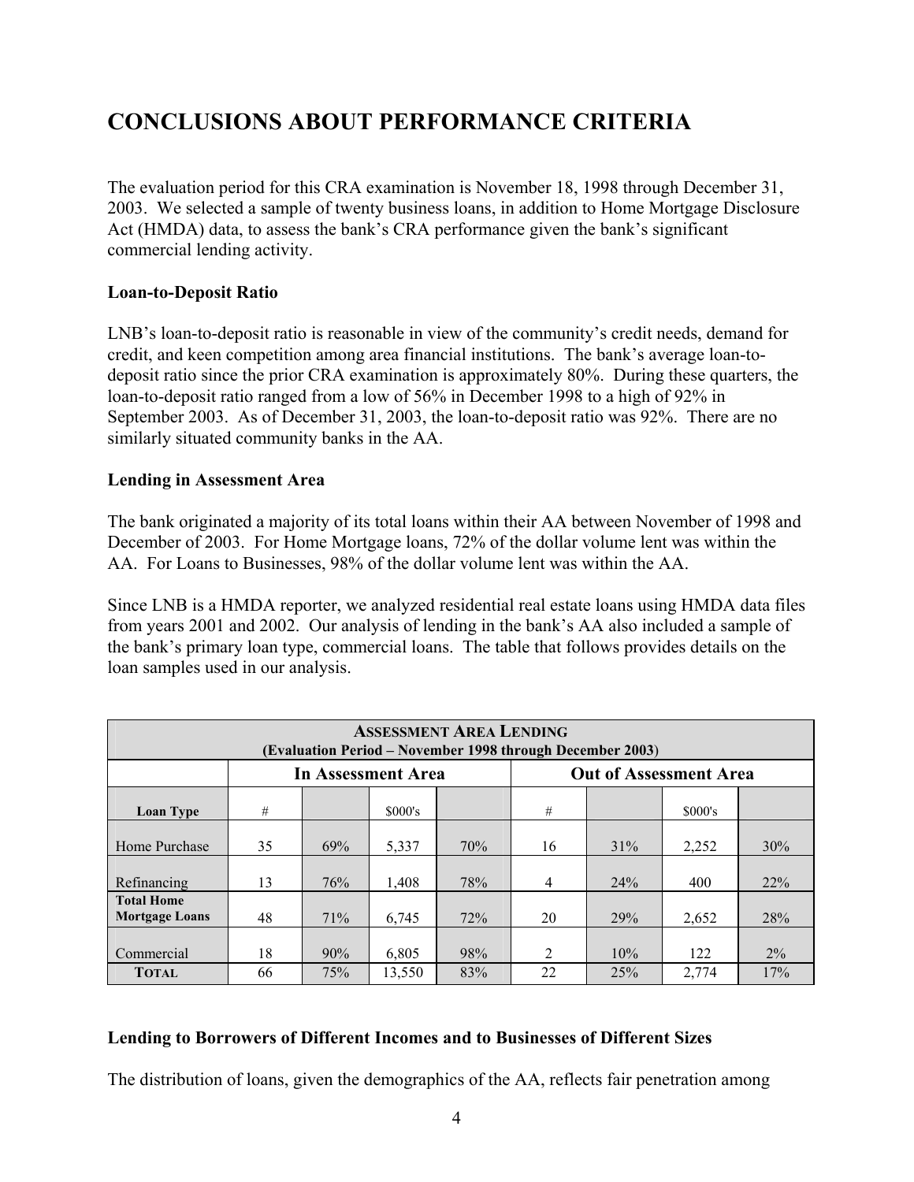# CONCLUSIONS ABOUT PERFORMANCE CRITERIA

The evaluation period for this CRA examination is November 18, 1998 through December 31, 2003. We selected a sample of twenty business loans, in addition to Home Mortgage Disclosure Act (HMDA) data, to assess the bank's CRA performance given the bank's significant commercial lending activity.

### Loan-to-Deposit Ratio

LNB's loan-to-deposit ratio is reasonable in view of the community's credit needs, demand for credit, and keen competition among area financial institutions. The bank's average loan-to-deposit ratio since the prior CRA examination is approximately 80%. During these quarters, the loan-to-deposit ratio ranged from a low of 56% in December 1998 to a high of 92% in September 2003. As of December 31, 2003, the loan-to-deposit ratio was 92%. There are no similarly situated community banks in the AA.

### Lending in Assessment Area

The bank originated a majority of its total loans within their AA between November of 1998 and December of 2003. For Home Mortgage loans, 72% of the dollar volume lent was within the AA. For Loans to Businesses, 98% of the dollar volume lent was within the AA.

Since LNB is a HMDA reporter, we analyzed residential real estate loans using HMDA data files from years 2001 and 2002. Our analysis of lending in the bank's AA also included a sample of the bank's primary loan type, commercial loans. The table that follows provides details on the loan samples used in our analysis.

| ASSESSMENT AREA LENDING (Evaluation Period – November 1998 through December 2003) | | | | | | | | |
|---|---|---|---|---|---|---|---|---|
| | In Assessment Area | | | | Out of Assessment Area | | | |
| **Loan Type** | # | | $000's | | # | | $000's | |
| Home Purchase | 35 | 69% | 5,337 | 70% | 16 | 31% | 2,252 | 30% |
| Refinancing | 13 | 76% | 1,408 | 78% | 4 | 24% | 400 | 22% |
| **Total Home Mortgage Loans** | 48 | 71% | 6,745 | 72% | 20 | 29% | 2,652 | 28% |
| Commercial | 18 | 90% | 6,805 | 98% | 2 | 10% | 122 | 2% |
| **TOTAL** | 66 | 75% | 13,550 | 83% | 22 | 25% | 2,774 | 17% |

### Lending to Borrowers of Different Incomes and to Businesses of Different Sizes

The distribution of loans, given the demographics of the AA, reflects fair penetration among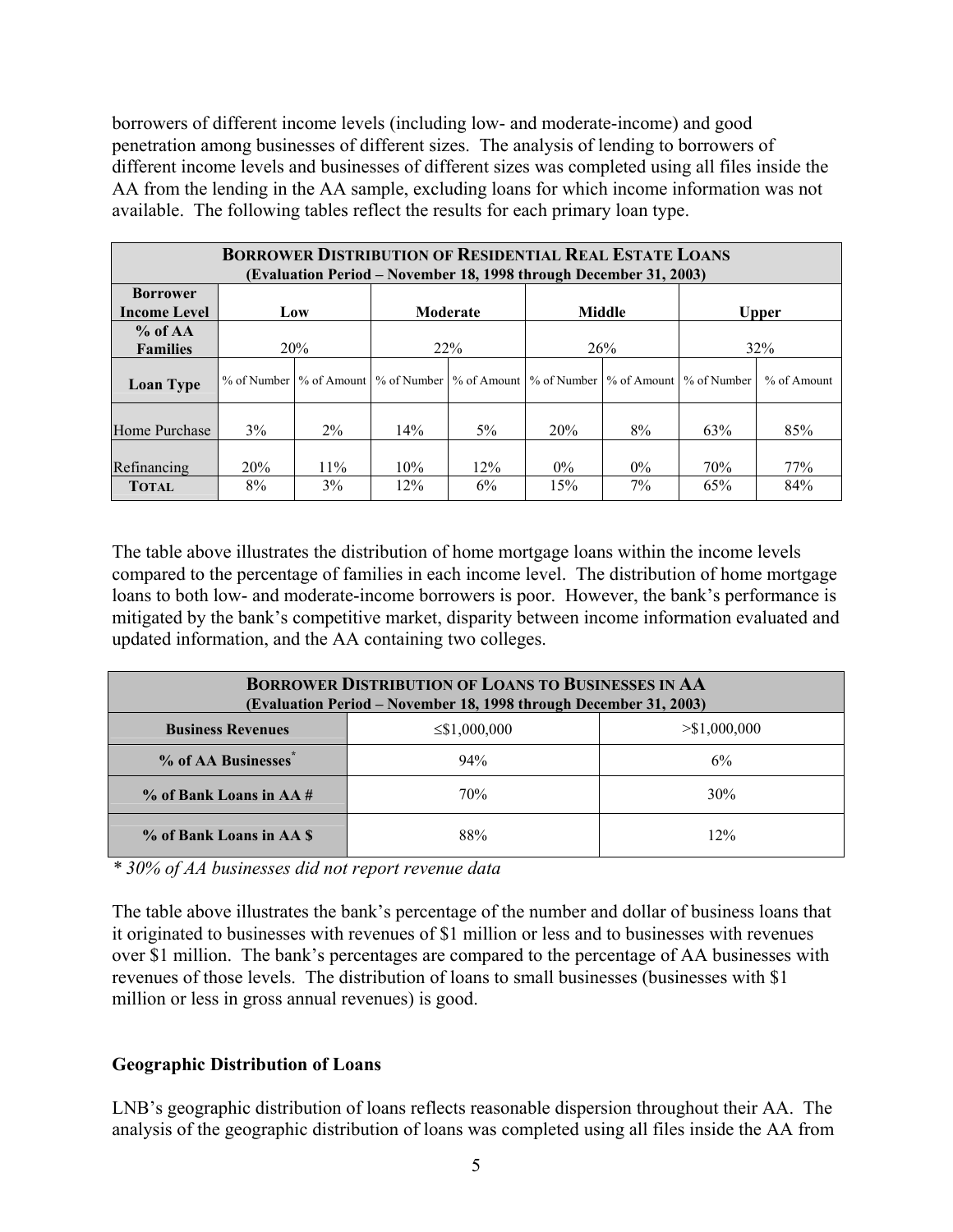borrowers of different income levels (including low- and moderate-income) and good penetration among businesses of different sizes. The analysis of lending to borrowers of different income levels and businesses of different sizes was completed using all files inside the AA from the lending in the AA sample, excluding loans for which income information was not available. The following tables reflect the results for each primary loan type.

| **BORROWER DISTRIBUTION OF RESIDENTIAL REAL ESTATE LOANS (Evaluation Period – November 18, 1998 through December 31, 2003)** | | | | | | | | |
|---|---|---|---|---|---|---|---|---|
| **Borrower Income Level** | **Low** | | **Moderate** | | **Middle** | | **Upper** | |
| **% of AA Families** | 20% | | 22% | | 26% | | 32% | |
| **Loan Type** | % of Number | % of Amount | % of Number | % of Amount | % of Number | % of Amount | % of Number | % of Amount |
| Home Purchase | 3% | 2% | 14% | 5% | 20% | 8% | 63% | 85% |
| Refinancing | 20% | 11% | 10% | 12% | 0% | 0% | 70% | 77% |
| **TOTAL** | 8% | 3% | 12% | 6% | 15% | 7% | 65% | 84% |

The table above illustrates the distribution of home mortgage loans within the income levels compared to the percentage of families in each income level. The distribution of home mortgage loans to both low- and moderate-income borrowers is poor. However, the bank's performance is mitigated by the bank's competitive market, disparity between income information evaluated and updated information, and the AA containing two colleges.

| **BORROWER DISTRIBUTION OF LOANS TO BUSINESSES IN AA (Evaluation Period – November 18, 1998 through December 31, 2003)** | | |
|---|---|---|
| **Business Revenues** | ≤\$1,000,000 | >\$1,000,000 |
| **% of AA Businesses*** | 94% | 6% |
| **% of Bank Loans in AA #** | 70% | 30% |
| **% of Bank Loans in AA $** | 88% | 12% |

*\* 30% of AA businesses did not report revenue data*

The table above illustrates the bank's percentage of the number and dollar of business loans that it originated to businesses with revenues of \$1 million or less and to businesses with revenues over \$1 million. The bank's percentages are compared to the percentage of AA businesses with revenues of those levels. The distribution of loans to small businesses (businesses with \$1 million or less in gross annual revenues) is good.

### Geographic Distribution of Loans

LNB's geographic distribution of loans reflects reasonable dispersion throughout their AA. The analysis of the geographic distribution of loans was completed using all files inside the AA from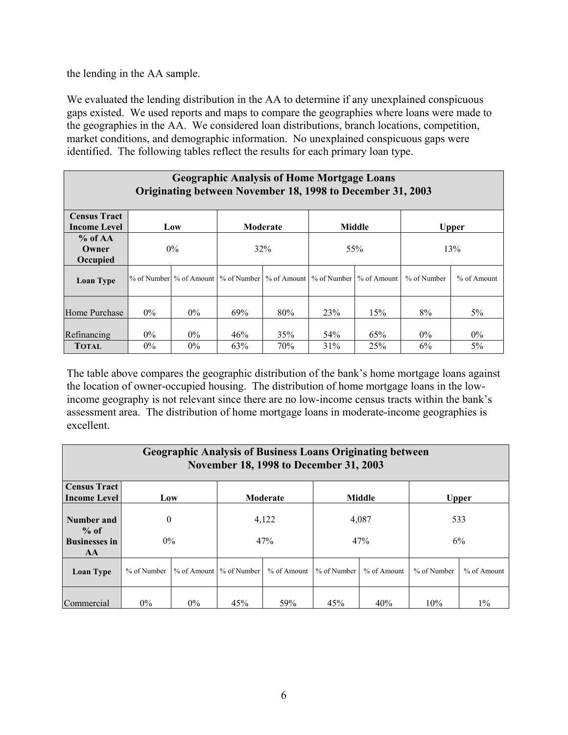the lending in the AA sample.

We evaluated the lending distribution in the AA to determine if any unexplained conspicuous gaps existed. We used reports and maps to compare the geographies where loans were made to the geographies in the AA. We considered loan distributions, branch locations, competition, market conditions, and demographic information. No unexplained conspicuous gaps were identified. The following tables reflect the results for each primary loan type.

| Geographic Analysis of Home Mortgage Loans Originating between November 18, 1998 to December 31, 2003 | | | | | | | | |
|---|---|---|---|---|---|---|---|---|
| **Census Tract Income Level** | **Low** | | **Moderate** | | **Middle** | | **Upper** | |
| **% of AA Owner Occupied** | 0% | | 32% | | 55% | | 13% | |
| **Loan Type** | % of Number | % of Amount | % of Number | % of Amount | % of Number | % of Amount | % of Number | % of Amount |
| Home Purchase | 0% | 0% | 69% | 80% | 23% | 15% | 8% | 5% |
| Refinancing | 0% | 0% | 46% | 35% | 54% | 65% | 0% | 0% |
| **TOTAL** | 0% | 0% | 63% | 70% | 31% | 25% | 6% | 5% |

The table above compares the geographic distribution of the bank's home mortgage loans against the location of owner-occupied housing. The distribution of home mortgage loans in the low-income geography is not relevant since there are no low-income census tracts within the bank's assessment area. The distribution of home mortgage loans in moderate-income geographies is excellent.

| Geographic Analysis of Business Loans Originating between November 18, 1998 to December 31, 2003 | | | | | | | | |
|---|---|---|---|---|---|---|---|---|
| **Census Tract Income Level** | **Low** | | **Moderate** | | **Middle** | | **Upper** | |
| **Number and % of Businesses in AA** | 0<br>0% | | 4,122<br>47% | | 4,087<br>47% | | 533<br>6% | |
| **Loan Type** | % of Number | % of Amount | % of Number | % of Amount | % of Number | % of Amount | % of Number | % of Amount |
| Commercial | 0% | 0% | 45% | 59% | 45% | 40% | 10% | 1% |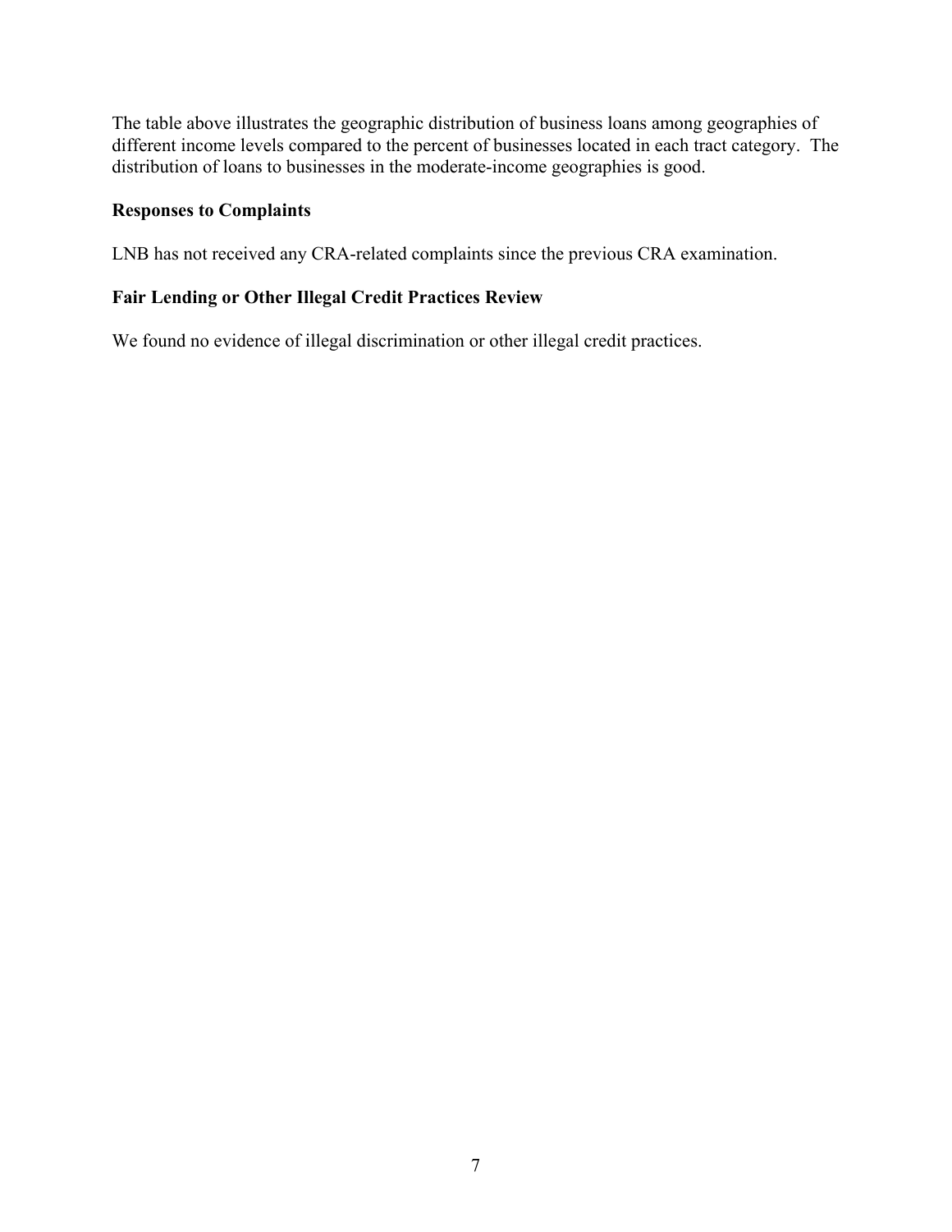The table above illustrates the geographic distribution of business loans among geographies of different income levels compared to the percent of businesses located in each tract category. The distribution of loans to businesses in the moderate-income geographies is good.

### Responses to Complaints

LNB has not received any CRA-related complaints since the previous CRA examination.

### Fair Lending or Other Illegal Credit Practices Review

We found no evidence of illegal discrimination or other illegal credit practices.